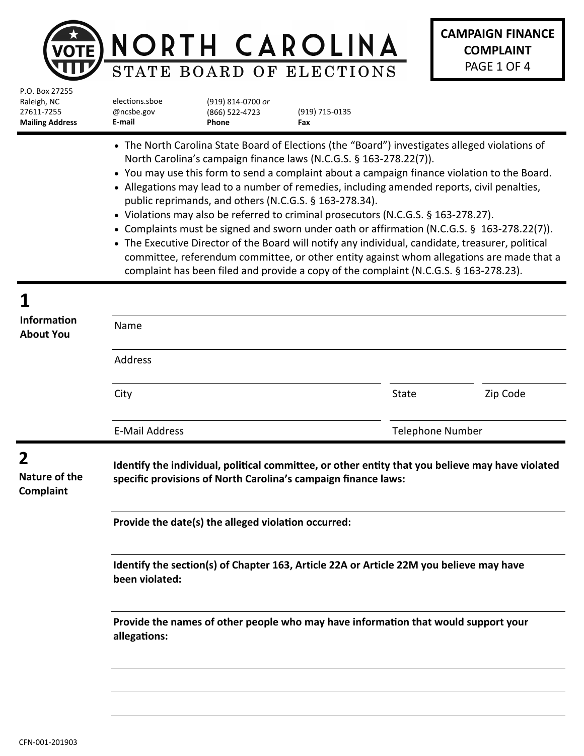# NORTH CAROLINA STATE BOARD OF ELECTIONS

**CAMPAIGN FINANCE COMPLAINT**

| P.O. Box 27255 Raleigh, NC 27611-7255 | elections.sboe @ncsbe.gov | (919) 814-0700 *or* (866) 522-4723 | (919) 715-0135 |
|---|---|---|---|
| **Mailing Address** | **E-mail** | **Phone** | **Fax** |

- The North Carolina State Board of Elections (the "Board") investigates alleged violations of North Carolina's campaign finance laws (N.C.G.S. § 163-278.22(7)).
- You may use this form to send a complaint about a campaign finance violation to the Board.
- Allegations may lead to a number of remedies, including amended reports, civil penalties, public reprimands, and others (N.C.G.S. § 163-278.34).
- Violations may also be referred to criminal prosecutors (N.C.G.S. § 163-278.27).
- Complaints must be signed and sworn under oath or affirmation (N.C.G.S. § 163-278.22(7)).
- The Executive Director of the Board will notify any individual, candidate, treasurer, political committee, referendum committee, or other entity against whom allegations are made that a complaint has been filed and provide a copy of the complaint (N.C.G.S. § 163-278.23).

## 1 Information About You

Name

Address

City | State | Zip Code

E-Mail Address | Telephone Number

## 2 Nature of the Complaint

**Identify the individual, political committee, or other entity that you believe may have violated specific provisions of North Carolina's campaign finance laws:**

**Provide the date(s) the alleged violation occurred:**

**Identify the section(s) of Chapter 163, Article 22A or Article 22M you believe may have been violated:**

**Provide the names of other people who may have information that would support your allegations:**

CFN-001-201903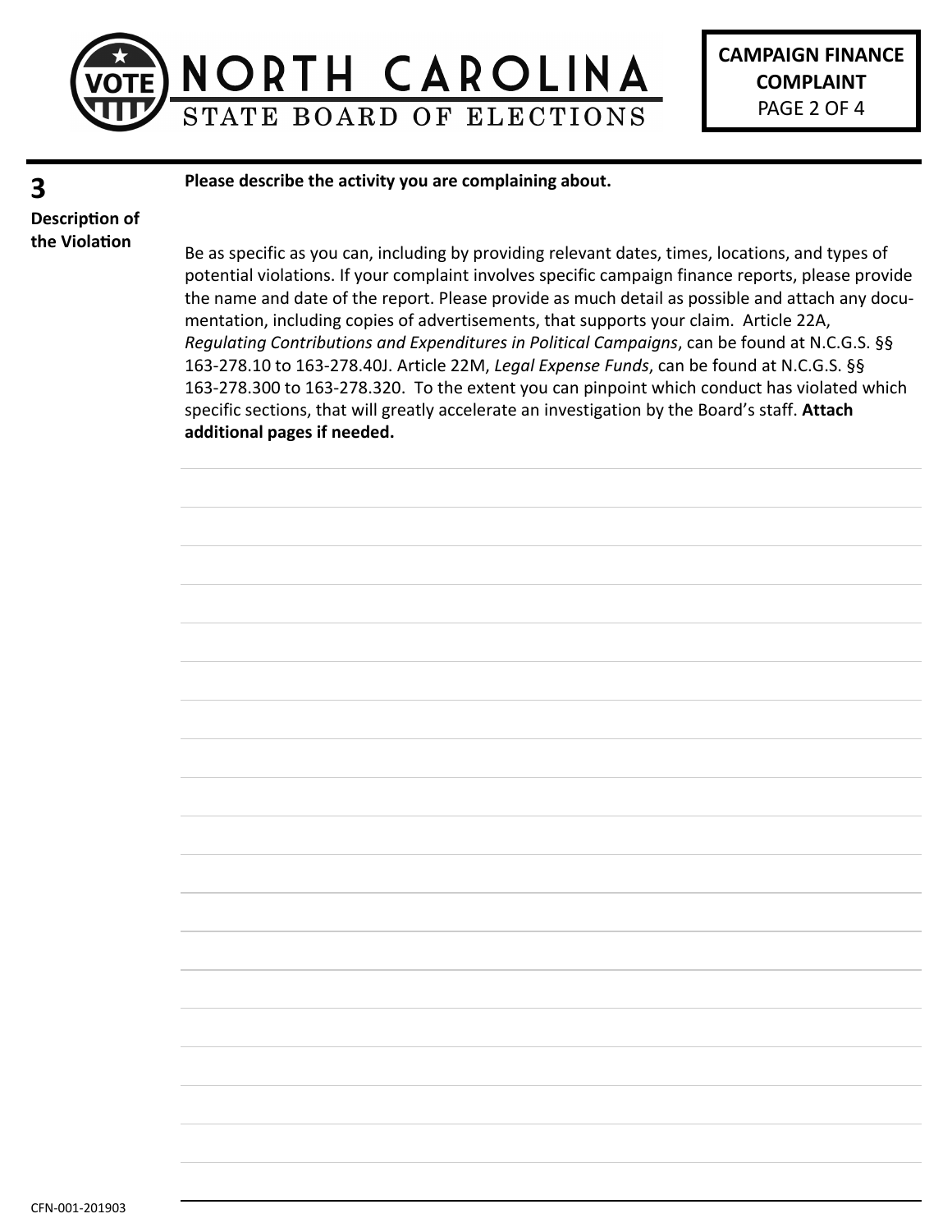# NORTH CAROLINA STATE BOARD OF ELECTIONS

**CAMPAIGN FINANCE COMPLAINT**

## 3 Description of the Violation

**Please describe the activity you are complaining about.**

Be as specific as you can, including by providing relevant dates, times, locations, and types of potential violations. If your complaint involves specific campaign finance reports, please provide the name and date of the report. Please provide as much detail as possible and attach any documentation, including copies of advertisements, that supports your claim. Article 22A, *Regulating Contributions and Expenditures in Political Campaigns*, can be found at N.C.G.S. §§ 163-278.10 to 163-278.40J. Article 22M, *Legal Expense Funds*, can be found at N.C.G.S. §§ 163-278.300 to 163-278.320. To the extent you can pinpoint which conduct has violated which specific sections, that will greatly accelerate an investigation by the Board's staff. **Attach additional pages if needed.**

CFN-001-201903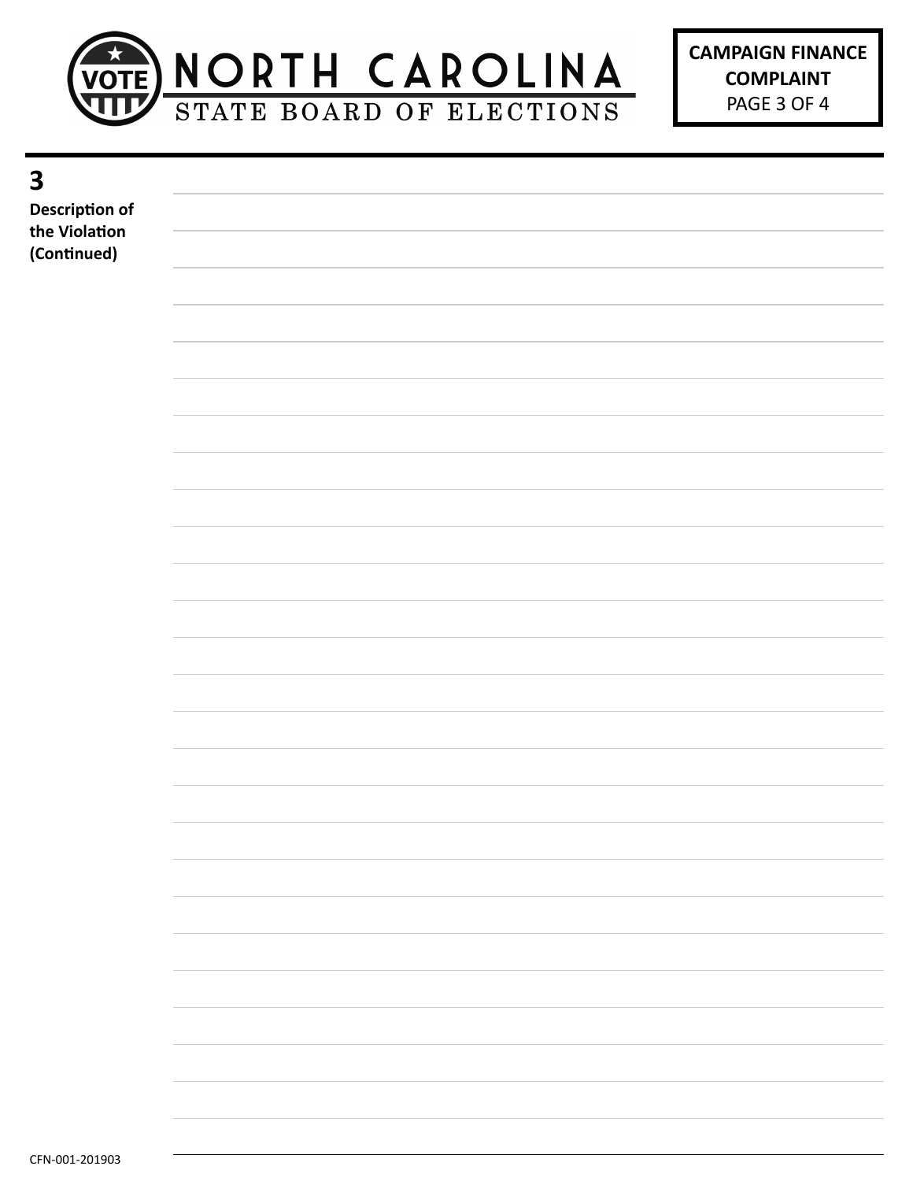# NORTH CAROLINA
STATE BOARD OF ELECTIONS

**CAMPAIGN FINANCE COMPLAINT**

## 3
**Description of the Violation (Continued)**

CFN-001-201903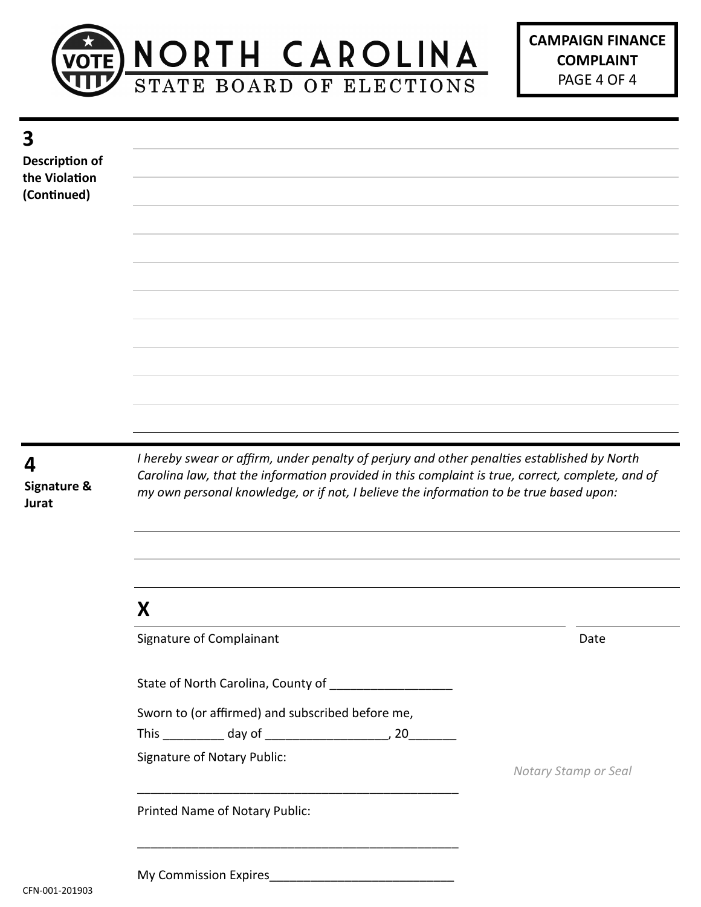# NORTH CAROLINA
## STATE BOARD OF ELECTIONS

**CAMPAIGN FINANCE COMPLAINT**
PAGE 4 OF 4

---

**3**
**Description of the Violation (Continued)**

\_\_\_\_\_\_\_\_\_\_\_\_\_\_\_\_\_\_\_\_\_\_\_\_\_\_\_\_\_\_\_\_\_\_\_\_\_\_\_\_\_\_\_\_\_\_\_\_\_\_\_\_\_\_\_\_\_\_\_\_\_\_

\_\_\_\_\_\_\_\_\_\_\_\_\_\_\_\_\_\_\_\_\_\_\_\_\_\_\_\_\_\_\_\_\_\_\_\_\_\_\_\_\_\_\_\_\_\_\_\_\_\_\_\_\_\_\_\_\_\_\_\_\_\_

\_\_\_\_\_\_\_\_\_\_\_\_\_\_\_\_\_\_\_\_\_\_\_\_\_\_\_\_\_\_\_\_\_\_\_\_\_\_\_\_\_\_\_\_\_\_\_\_\_\_\_\_\_\_\_\_\_\_\_\_\_\_

\_\_\_\_\_\_\_\_\_\_\_\_\_\_\_\_\_\_\_\_\_\_\_\_\_\_\_\_\_\_\_\_\_\_\_\_\_\_\_\_\_\_\_\_\_\_\_\_\_\_\_\_\_\_\_\_\_\_\_\_\_\_

\_\_\_\_\_\_\_\_\_\_\_\_\_\_\_\_\_\_\_\_\_\_\_\_\_\_\_\_\_\_\_\_\_\_\_\_\_\_\_\_\_\_\_\_\_\_\_\_\_\_\_\_\_\_\_\_\_\_\_\_\_\_

\_\_\_\_\_\_\_\_\_\_\_\_\_\_\_\_\_\_\_\_\_\_\_\_\_\_\_\_\_\_\_\_\_\_\_\_\_\_\_\_\_\_\_\_\_\_\_\_\_\_\_\_\_\_\_\_\_\_\_\_\_\_

\_\_\_\_\_\_\_\_\_\_\_\_\_\_\_\_\_\_\_\_\_\_\_\_\_\_\_\_\_\_\_\_\_\_\_\_\_\_\_\_\_\_\_\_\_\_\_\_\_\_\_\_\_\_\_\_\_\_\_\_\_\_

\_\_\_\_\_\_\_\_\_\_\_\_\_\_\_\_\_\_\_\_\_\_\_\_\_\_\_\_\_\_\_\_\_\_\_\_\_\_\_\_\_\_\_\_\_\_\_\_\_\_\_\_\_\_\_\_\_\_\_\_\_\_

\_\_\_\_\_\_\_\_\_\_\_\_\_\_\_\_\_\_\_\_\_\_\_\_\_\_\_\_\_\_\_\_\_\_\_\_\_\_\_\_\_\_\_\_\_\_\_\_\_\_\_\_\_\_\_\_\_\_\_\_\_\_

\_\_\_\_\_\_\_\_\_\_\_\_\_\_\_\_\_\_\_\_\_\_\_\_\_\_\_\_\_\_\_\_\_\_\_\_\_\_\_\_\_\_\_\_\_\_\_\_\_\_\_\_\_\_\_\_\_\_\_\_\_\_

\_\_\_\_\_\_\_\_\_\_\_\_\_\_\_\_\_\_\_\_\_\_\_\_\_\_\_\_\_\_\_\_\_\_\_\_\_\_\_\_\_\_\_\_\_\_\_\_\_\_\_\_\_\_\_\_\_\_\_\_\_\_

---

**4**
**Signature & Jurat**

*I hereby swear or affirm, under penalty of perjury and other penalties established by North Carolina law, that the information provided in this complaint is true, correct, complete, and of my own personal knowledge, or if not, I believe the information to be true based upon:*

\_\_\_\_\_\_\_\_\_\_\_\_\_\_\_\_\_\_\_\_\_\_\_\_\_\_\_\_\_\_\_\_\_\_\_\_\_\_\_\_\_\_\_\_\_\_\_\_\_\_\_\_\_\_\_\_\_\_\_\_\_\_

\_\_\_\_\_\_\_\_\_\_\_\_\_\_\_\_\_\_\_\_\_\_\_\_\_\_\_\_\_\_\_\_\_\_\_\_\_\_\_\_\_\_\_\_\_\_\_\_\_\_\_\_\_\_\_\_\_\_\_\_\_\_

\_\_\_\_\_\_\_\_\_\_\_\_\_\_\_\_\_\_\_\_\_\_\_\_\_\_\_\_\_\_\_\_\_\_\_\_\_\_\_\_\_\_\_\_\_\_\_\_\_\_\_\_\_\_\_\_\_\_\_\_\_\_

**X** \_\_\_\_\_\_\_\_\_\_\_\_\_\_\_\_\_\_\_\_\_\_\_\_\_\_\_\_\_\_\_\_\_\_\_\_\_\_\_\_\_\_\_\_ \_\_\_\_\_\_\_\_\_\_\_\_\_\_\_

Signature of Complainant                                                                                    Date

State of North Carolina, County of \_\_\_\_\_\_\_\_\_\_\_\_\_\_\_\_\_\_

Sworn to (or affirmed) and subscribed before me,

This \_\_\_\_\_\_\_\_\_ day of \_\_\_\_\_\_\_\_\_\_\_\_\_\_\_\_\_\_, 20\_\_\_\_\_\_\_

Signature of Notary Public:

\_\_\_\_\_\_\_\_\_\_\_\_\_\_\_\_\_\_\_\_\_\_\_\_\_\_\_\_\_\_\_\_\_\_\_\_\_\_\_\_\_\_\_\_\_\_\_\_\_\_

*Notary Stamp or Seal*

Printed Name of Notary Public:

\_\_\_\_\_\_\_\_\_\_\_\_\_\_\_\_\_\_\_\_\_\_\_\_\_\_\_\_\_\_\_\_\_\_\_\_\_\_\_\_\_\_\_\_\_\_\_\_\_\_

My Commission Expires\_\_\_\_\_\_\_\_\_\_\_\_\_\_\_\_\_\_\_\_\_\_\_\_\_\_\_\_

CFN-001-201903